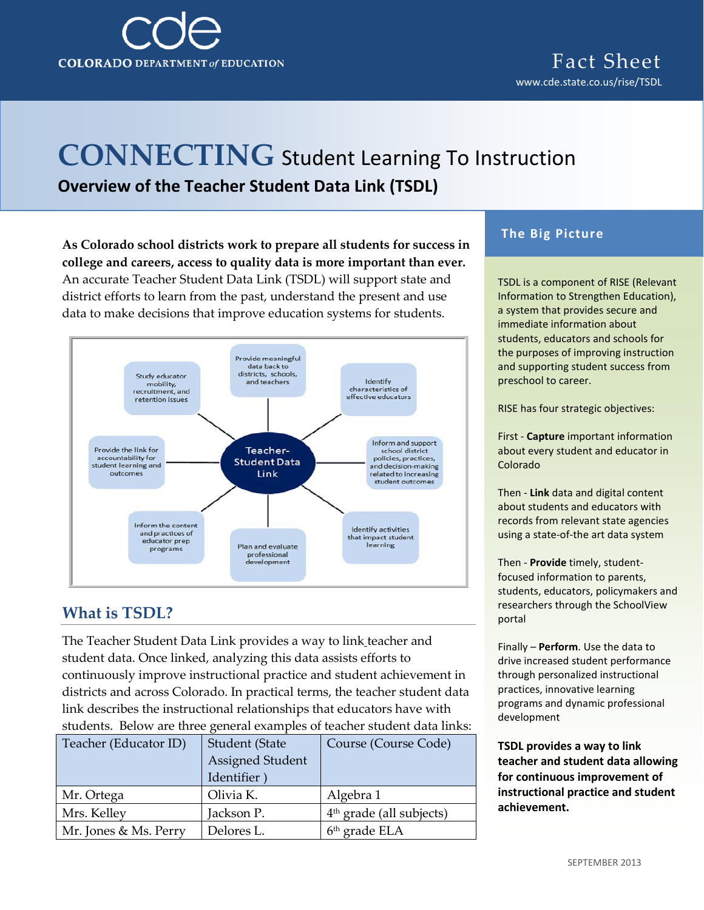COLORADO DEPARTMENT of EDUCATION

Fact Sheet
www.cde.state.co.us/rise/TSDL

# CONNECTING Student Learning To Instruction

## Overview of the Teacher Student Data Link (TSDL)

**As Colorado school districts work to prepare all students for success in college and careers, access to quality data is more important than ever.** An accurate Teacher Student Data Link (TSDL) will support state and district efforts to learn from the past, understand the present and use data to make decisions that improve education systems for students.

Teacher-Student Data Link:

- Provide meaningful data back to districts, schools, and teachers
- Identify characteristics of effective educators
- Inform and support school district policies, practices, and decision-making related to increasing student outcomes
- Identify activities that impact student learning
- Plan and evaluate professional development
- Inform the content and practices of educator prep programs
- Provide the link for accountability for student learning and outcomes
- Study educator mobility, recruitment, and retention issues

## What is TSDL?

The Teacher Student Data Link provides a way to link teacher and student data. Once linked, analyzing this data assists efforts to continuously improve instructional practice and student achievement in districts and across Colorado. In practical terms, the teacher student data link describes the instructional relationships that educators have with students. Below are three general examples of teacher student data links:

| Teacher (Educator ID) | Student (State Assigned Student Identifier ) | Course (Course Code) |
|---|---|---|
| Mr. Ortega | Olivia K. | Algebra 1 |
| Mrs. Kelley | Jackson P. | 4th grade (all subjects) |
| Mr. Jones & Ms. Perry | Delores L. | 6th grade ELA |

## The Big Picture

TSDL is a component of RISE (Relevant Information to Strengthen Education), a system that provides secure and immediate information about students, educators and schools for the purposes of improving instruction and supporting student success from preschool to career.

RISE has four strategic objectives:

First - **Capture** important information about every student and educator in Colorado

Then - **Link** data and digital content about students and educators with records from relevant state agencies using a state-of-the art data system

Then - **Provide** timely, student-focused information to parents, students, educators, policymakers and researchers through the SchoolView portal

Finally – **Perform**. Use the data to drive increased student performance through personalized instructional practices, innovative learning programs and dynamic professional development

**TSDL provides a way to link teacher and student data allowing for continuous improvement of instructional practice and student achievement.**

SEPTEMBER 2013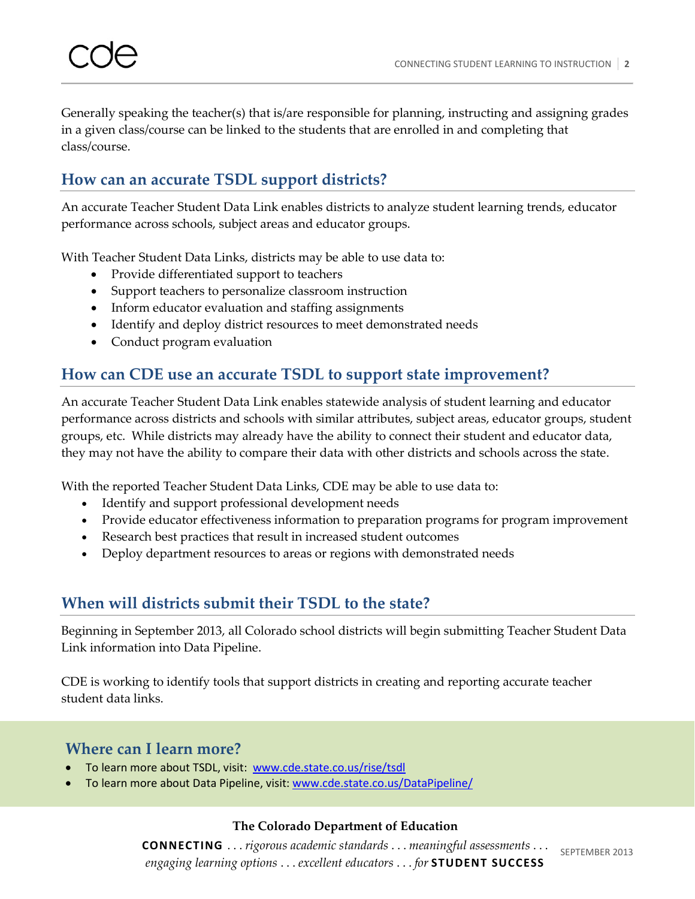Generally speaking the teacher(s) that is/are responsible for planning, instructing and assigning grades in a given class/course can be linked to the students that are enrolled in and completing that class/course.

## How can an accurate TSDL support districts?

An accurate Teacher Student Data Link enables districts to analyze student learning trends, educator performance across schools, subject areas and educator groups.

With Teacher Student Data Links, districts may be able to use data to:

- Provide differentiated support to teachers
- Support teachers to personalize classroom instruction
- Inform educator evaluation and staffing assignments
- Identify and deploy district resources to meet demonstrated needs
- Conduct program evaluation

## How can CDE use an accurate TSDL to support state improvement?

An accurate Teacher Student Data Link enables statewide analysis of student learning and educator performance across districts and schools with similar attributes, subject areas, educator groups, student groups, etc. While districts may already have the ability to connect their student and educator data, they may not have the ability to compare their data with other districts and schools across the state.

With the reported Teacher Student Data Links, CDE may be able to use data to:

- Identify and support professional development needs
- Provide educator effectiveness information to preparation programs for program improvement
- Research best practices that result in increased student outcomes
- Deploy department resources to areas or regions with demonstrated needs

## When will districts submit their TSDL to the state?

Beginning in September 2013, all Colorado school districts will begin submitting Teacher Student Data Link information into Data Pipeline.

CDE is working to identify tools that support districts in creating and reporting accurate teacher student data links.

## Where can I learn more?

- To learn more about TSDL, visit: [www.cde.state.co.us/rise/tsdl](www.cde.state.co.us/rise/tsdl)
- To learn more about Data Pipeline, visit: [www.cde.state.co.us/DataPipeline/](www.cde.state.co.us/DataPipeline/)

**The Colorado Department of Education**

**CONNECTING** *. . . rigorous academic standards . . . meaningful assessments . . . engaging learning options . . . excellent educators . . . for* **STUDENT SUCCESS**

SEPTEMBER 2013